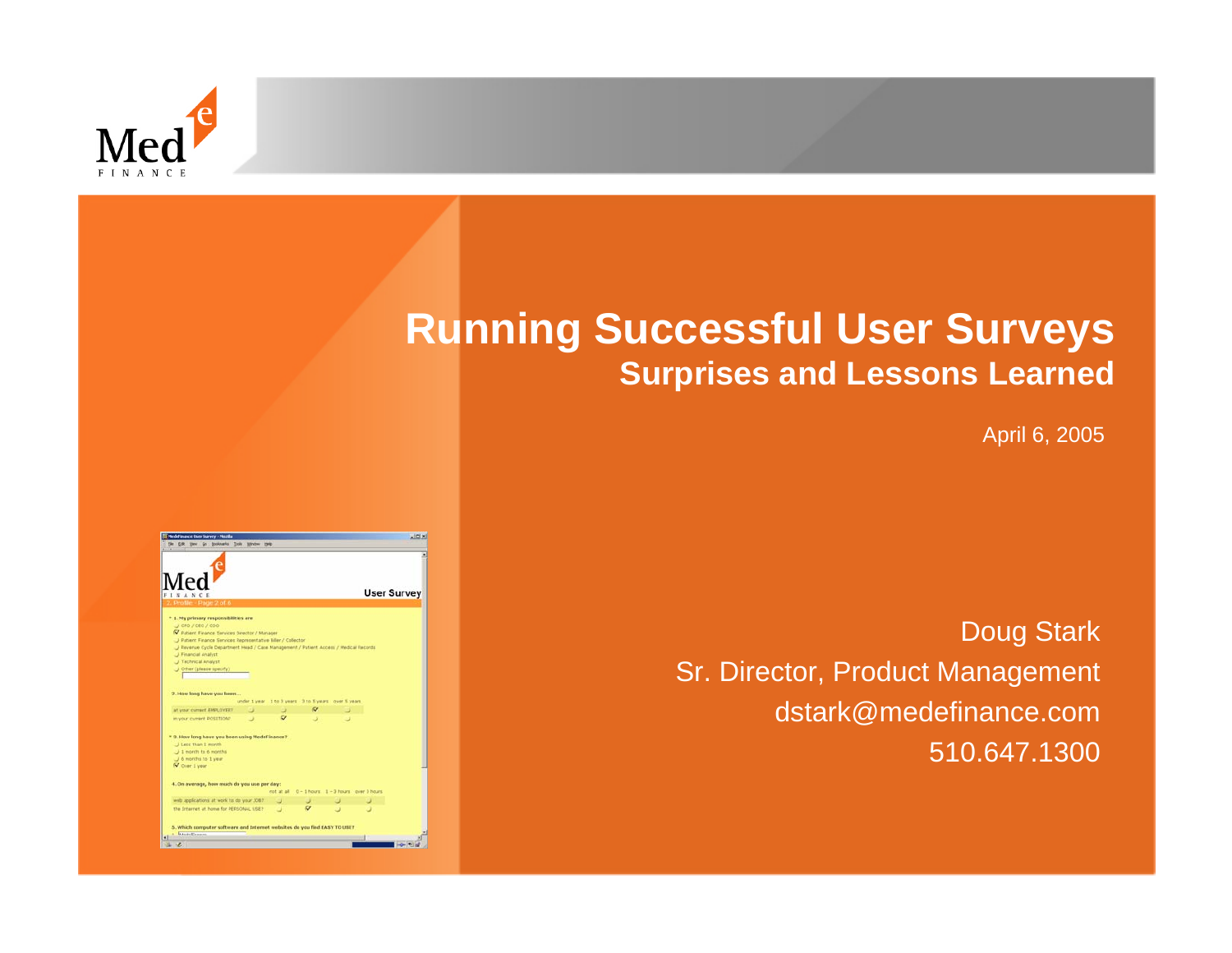# Running Successful User Surveys

## Surprises and Lessons Learned

April 6, 2005

Doug Stark
Sr. Director, Product Management
dstark@medefinance.com
510.647.1300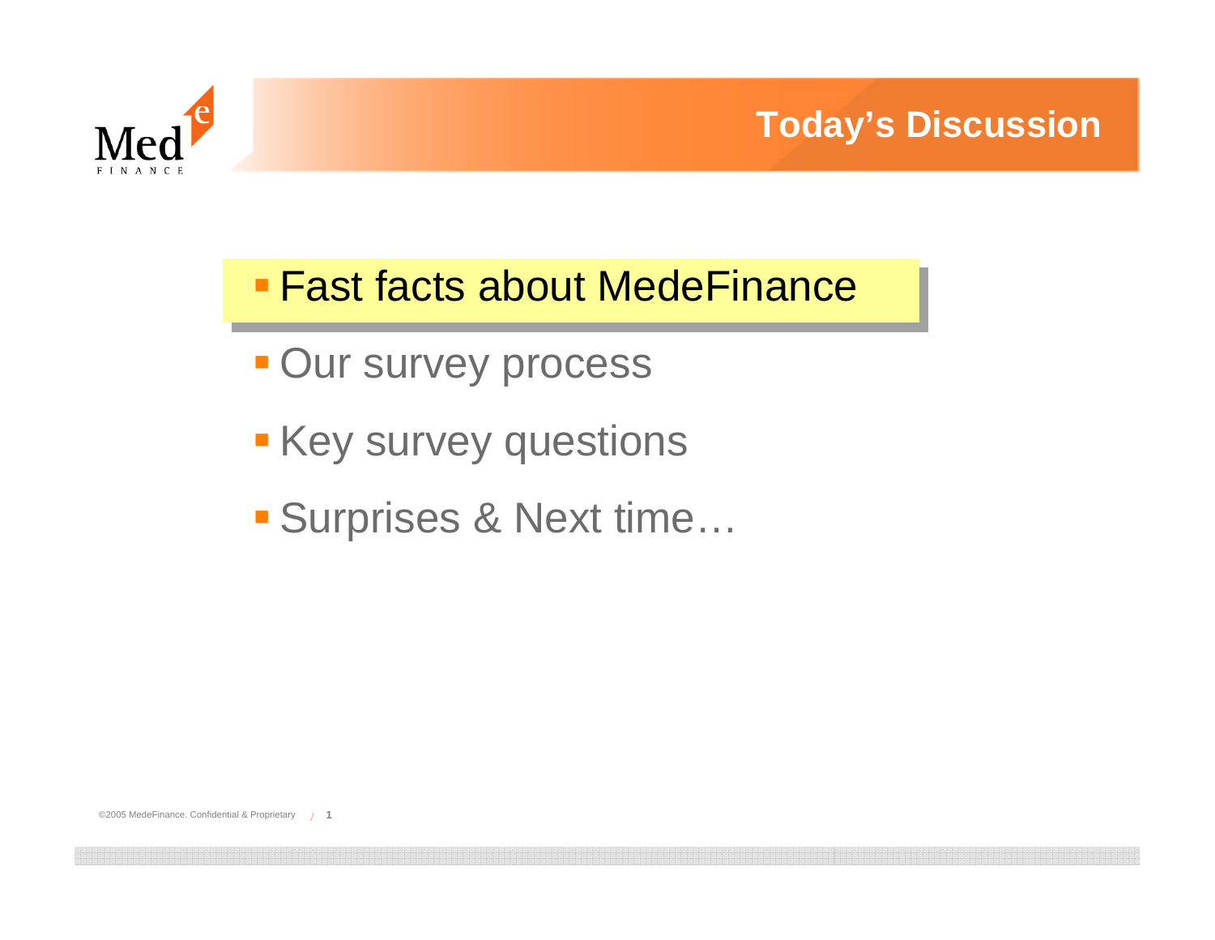# Today's Discussion

- **Fast facts about MedeFinance**
- Our survey process
- Key survey questions
- Surprises & Next time…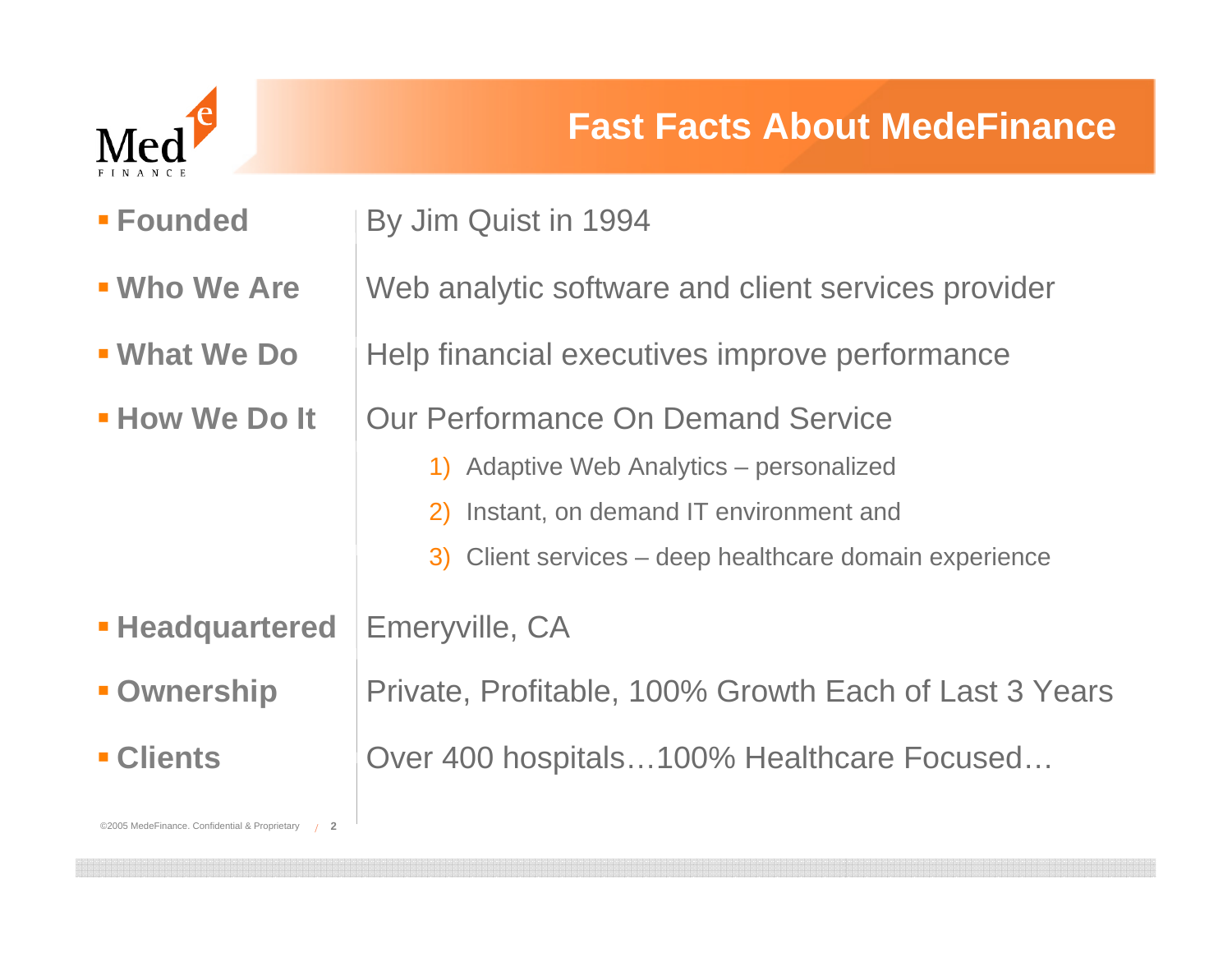# Fast Facts About MedeFinance

| | |
|---|---|
| **Founded** | By Jim Quist in 1994 |
| **Who We Are** | Web analytic software and client services provider |
| **What We Do** | Help financial executives improve performance |
| **How We Do It** | Our Performance On Demand Service<br>1) Adaptive Web Analytics – personalized<br>2) Instant, on demand IT environment and<br>3) Client services – deep healthcare domain experience |
| **Headquartered** | Emeryville, CA |
| **Ownership** | Private, Profitable, 100% Growth Each of Last 3 Years |
| **Clients** | Over 400 hospitals…100% Healthcare Focused… |

©2005 MedeFinance. Confidential & Proprietary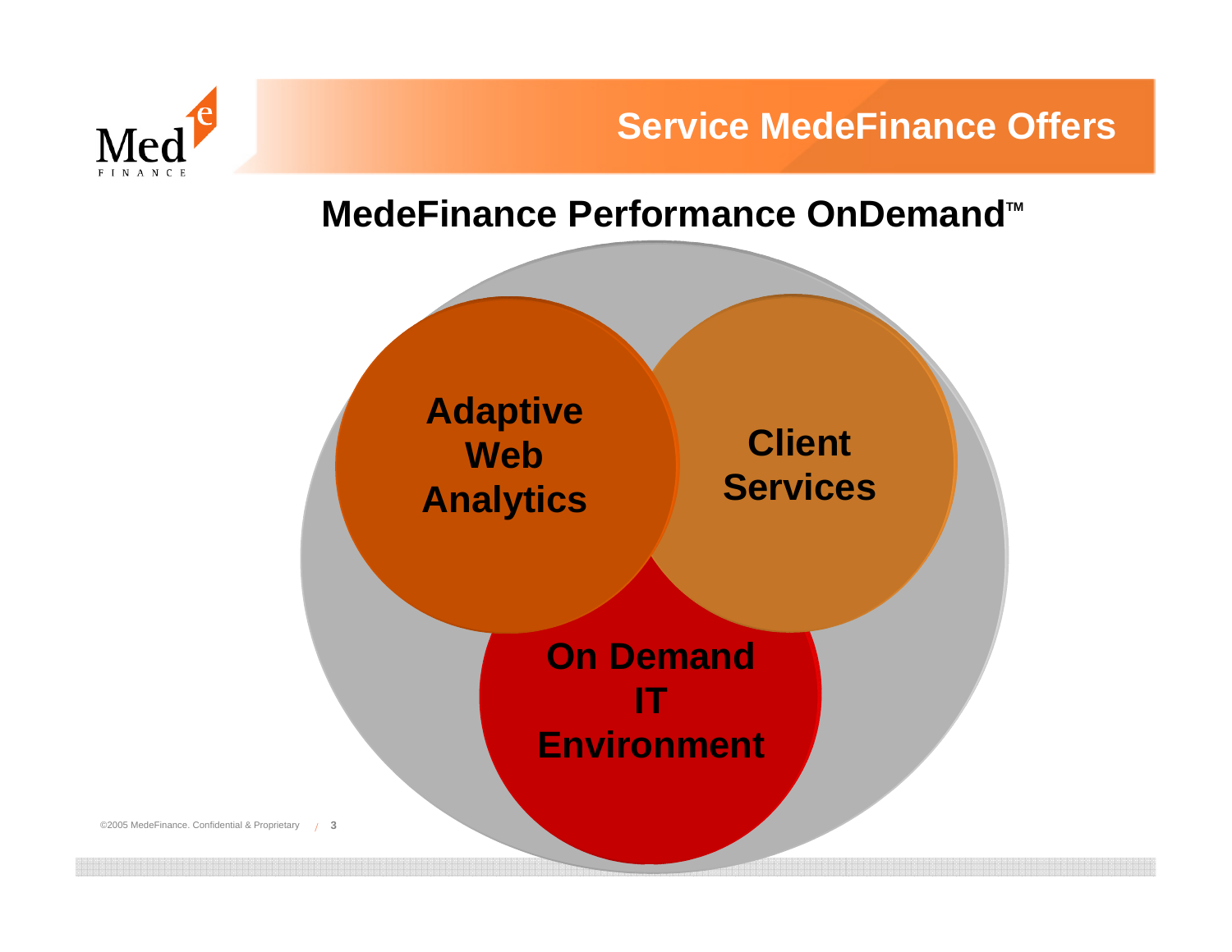# Service MedeFinance Offers

## MedeFinance Performance OnDemand™

**Adaptive Web Analytics**

**Client Services**

**On Demand IT Environment**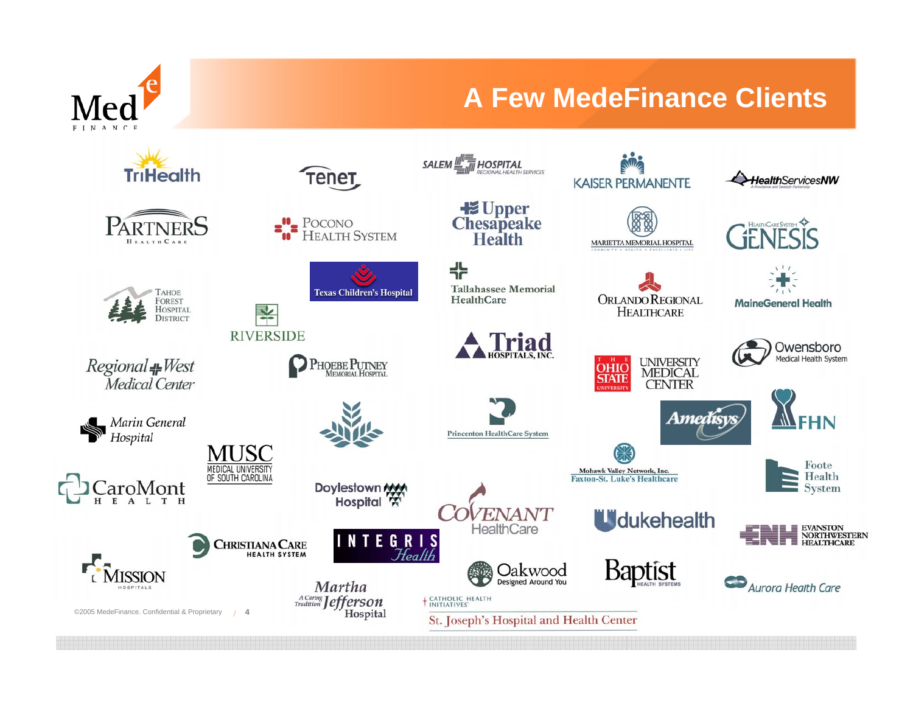# A Few MedeFinance Clients

- TriHealth
- Tenet
- Salem Hospital Regional Health Services
- Kaiser Permanente
- HealthServicesNW
- Partners HealthCare
- Pocono Health System
- Upper Chesapeake Health
- Marietta Memorial Hospital
- HealthCare System Genesis
- Tahoe Forest Hospital District
- Texas Children's Hospital
- Riverside
- Tallahassee Memorial HealthCare
- Orlando Regional Healthcare
- MaineGeneral Health
- Triad Hospitals, Inc.
- Owensboro Medical Health System
- Regional West Medical Center
- Phoebe Putney Memorial Hospital
- The Ohio State University Medical Center
- Princeton HealthCare System
- Amedisys
- FHN
- Marin General Hospital
- MUSC Medical University of South Carolina
- Mohawk Valley Network, Inc. Faxton-St. Luke's Healthcare
- Foote Health System
- CaroMont Health
- Doylestown Hospital
- Covenant HealthCare
- dukehealth
- ENH Evanston Northwestern Healthcare
- Christiana Care Health System
- Integris Health
- Mission Hospitals
- Oakwood – Designed Around You
- Baptist Health Systems
- Aurora Health Care
- Martha Jefferson Hospital – A Caring Tradition
- Catholic Health Initiatives – St. Joseph's Hospital and Health Center

©2005 MedeFinance. Confidential & Proprietary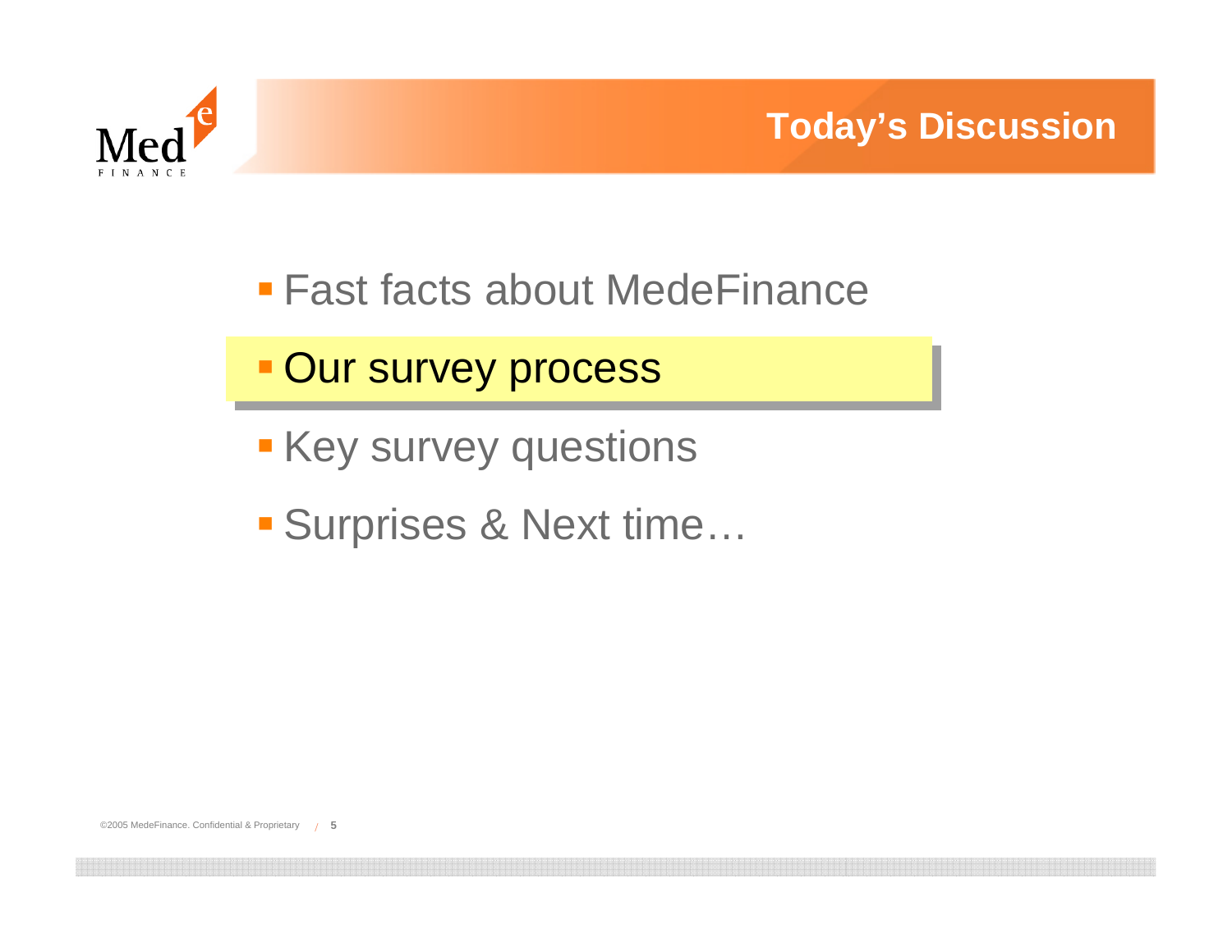# Today's Discussion

- Fast facts about MedeFinance
- **Our survey process**
- Key survey questions
- Surprises & Next time…

©2005 MedeFinance. Confidential & Proprietary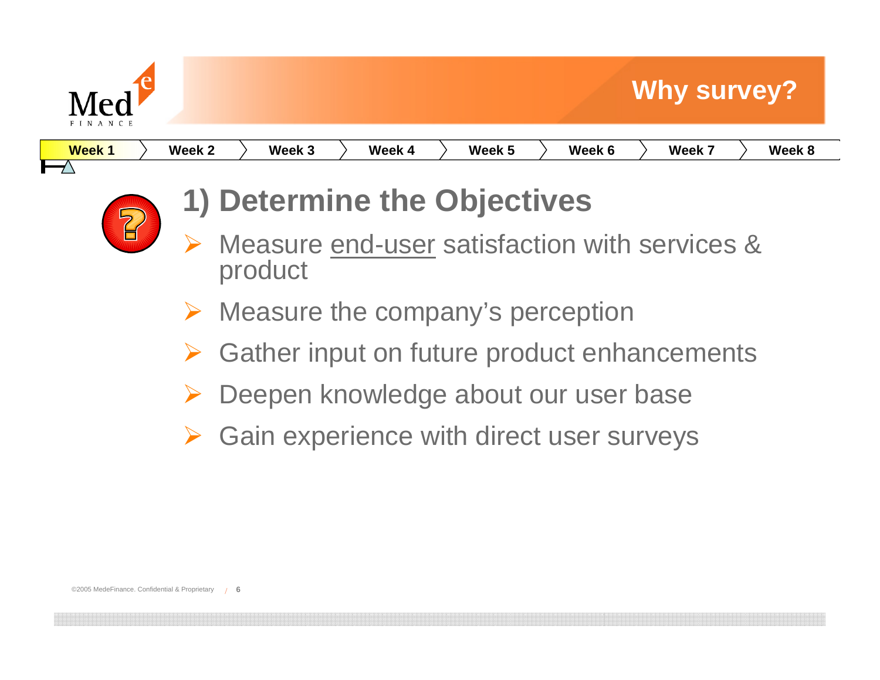# Why survey?

Week 1 | Week 2 | Week 3 | Week 4 | Week 5 | Week 6 | Week 7 | Week 8

## 1) Determine the Objectives

- Measure end-user satisfaction with services & product
- Measure the company's perception
- Gather input on future product enhancements
- Deepen knowledge about our user base
- Gain experience with direct user surveys

©2005 MedeFinance. Confidential & Proprietary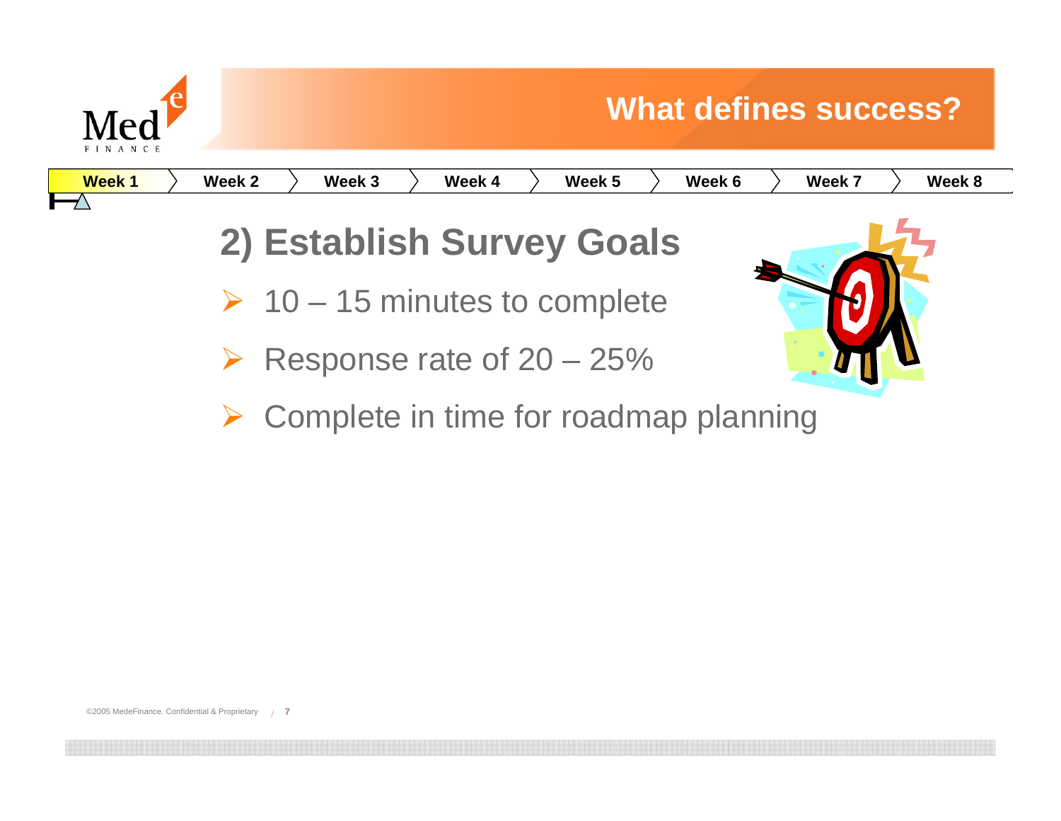# What defines success?

Week 1 | Week 2 | Week 3 | Week 4 | Week 5 | Week 6 | Week 7 | Week 8

## 2) Establish Survey Goals

- 10 – 15 minutes to complete
- Response rate of 20 – 25%
- Complete in time for roadmap planning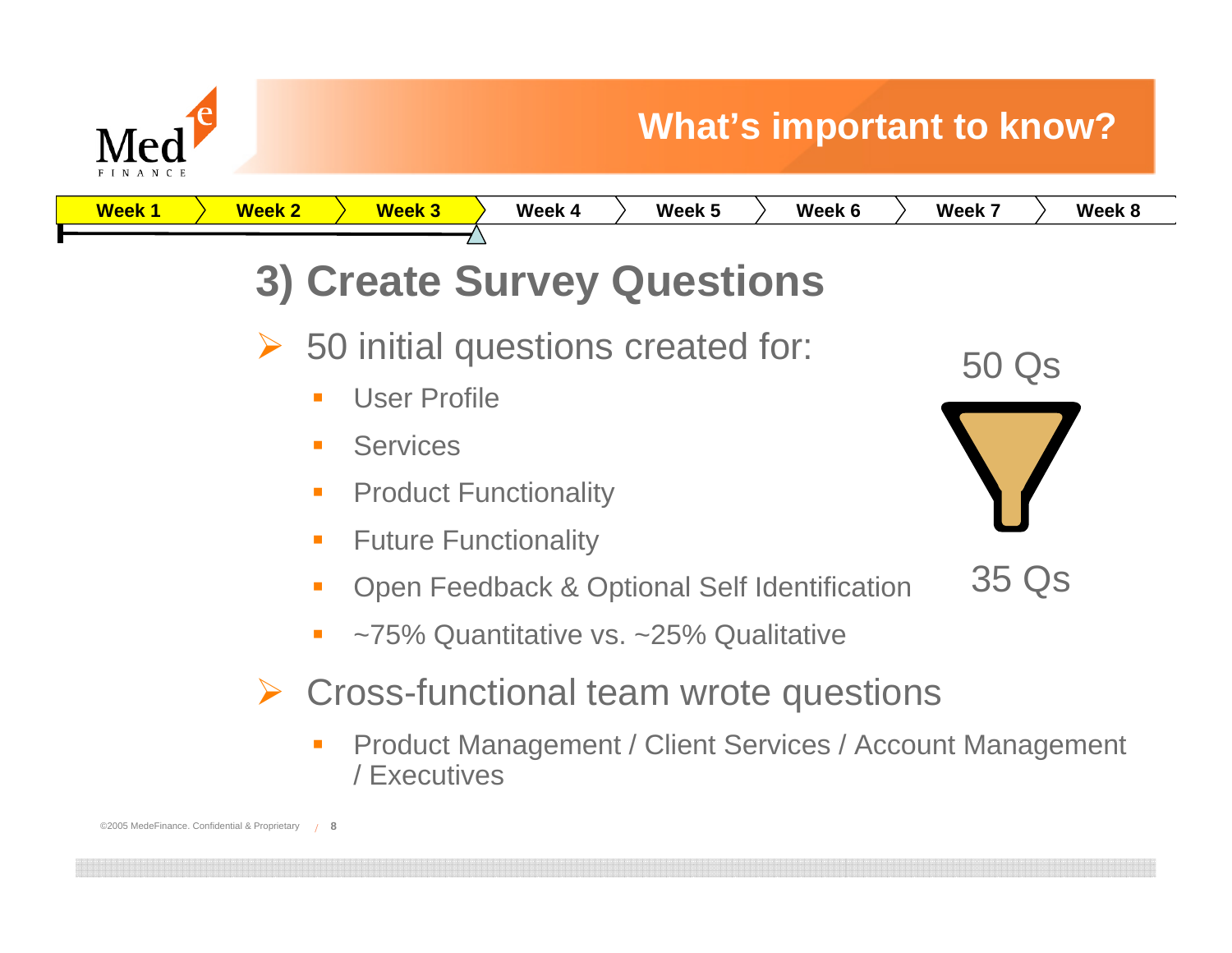## What's important to know?

| Week 1 | Week 2 | Week 3 | Week 4 | Week 5 | Week 6 | Week 7 | Week 8 |
|---|---|---|---|---|---|---|---|

# 3) Create Survey Questions

- 50 initial questions created for:
  - User Profile
  - Services
  - Product Functionality
  - Future Functionality
  - Open Feedback & Optional Self Identification
  - ~75% Quantitative vs. ~25% Qualitative
- Cross-functional team wrote questions
  - Product Management / Client Services / Account Management / Executives

50 Qs

35 Qs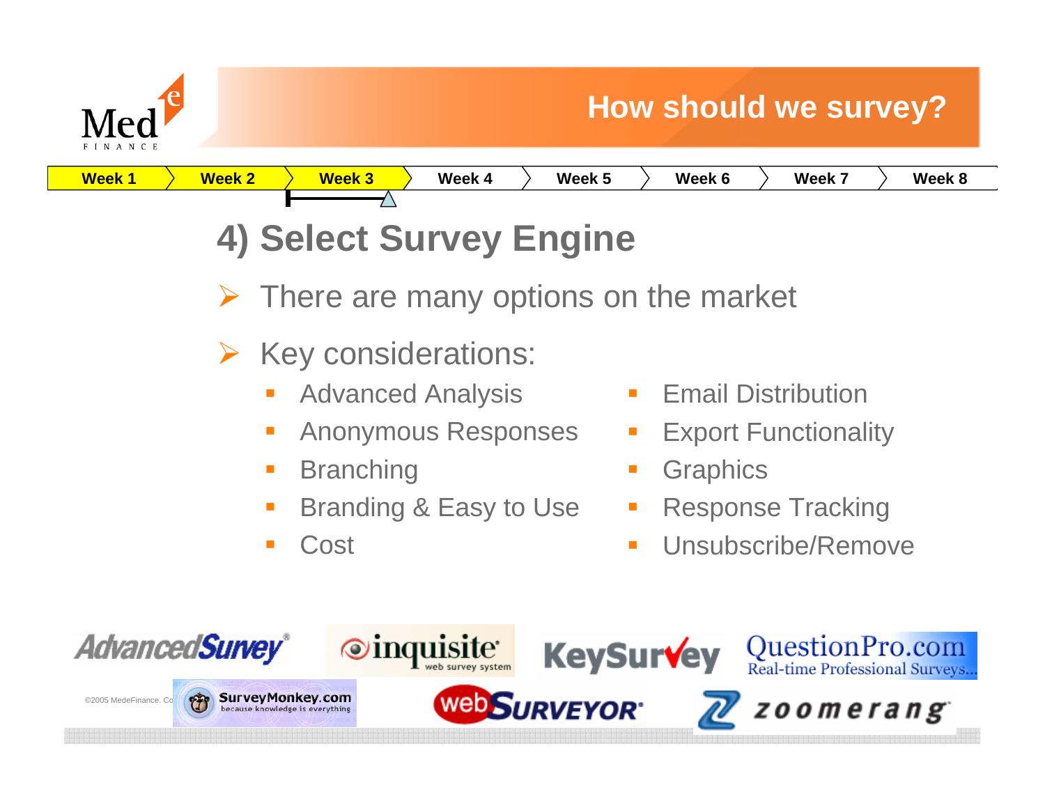# How should we survey?

Week 1 | Week 2 | Week 3 | Week 4 | Week 5 | Week 6 | Week 7 | Week 8

## 4) Select Survey Engine

- There are many options on the market
- Key considerations:
  - Advanced Analysis
  - Anonymous Responses
  - Branching
  - Branding & Easy to Use
  - Cost
  - Email Distribution
  - Export Functionality
  - Graphics
  - Response Tracking
  - Unsubscribe/Remove

AdvancedSurvey | inquisite web survey system | KeySurvey | QuestionPro.com Real-time Professional Surveys... | SurveyMonkey.com because knowledge is everything | webSURVEYOR | zoomerang

©2005 MedeFinance. Co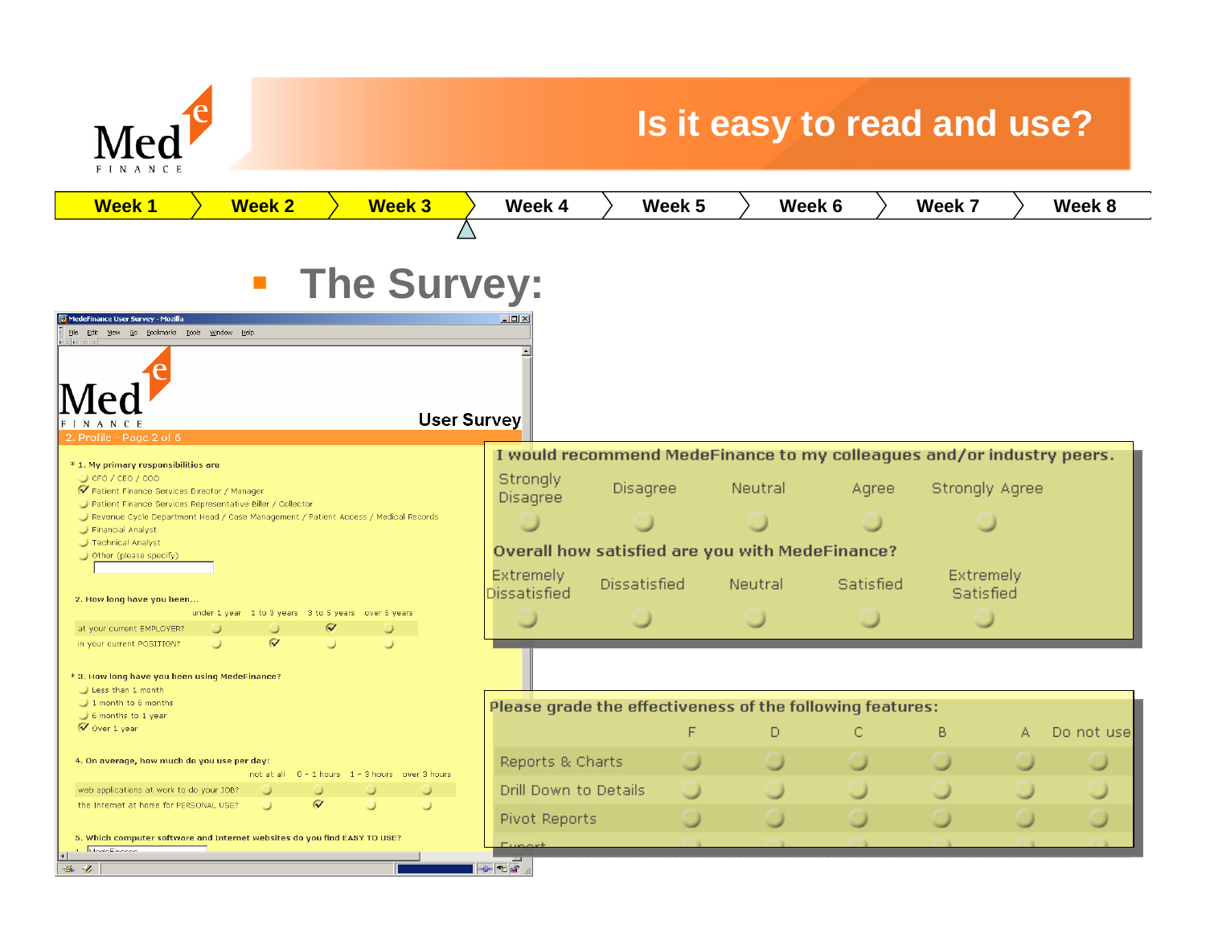# Is it easy to read and use?

| Week 1 | Week 2 | Week 3 | Week 4 | Week 5 | Week 6 | Week 7 | Week 8 |
|---|---|---|---|---|---|---|---|

- **The Survey:**

MedeFinance User Survey

2. Profile - Page 2 of 6

\* 1. My primary responsibilities are
- CFO / CEO / COO
- Patient Finance Services Director / Manager
- Patient Finance Services Representative Biller / Collector
- Revenue Cycle Department Head / Case Management / Patient Access / Medical Records
- Financial Analyst
- Technical Analyst
- Other (please specify)

2. How long have you been...

| | under 1 year | 1 to 3 years | 3 to 5 years | over 5 years |
|---|---|---|---|---|
| at your current EMPLOYER? | | | ✓ | |
| in your current POSITION? | | ✓ | | |

\* 3. How long have you been using MedeFinance?
- Less than 1 month
- 1 month to 6 months
- 6 months to 1 year
- Over 1 year

4. On average, how much do you use per day:

| | not at all | 0 - 1 hours | 1 - 3 hours | over 3 hours |
|---|---|---|---|---|
| web applications at work to do your JOB? | | | | |
| the Internet at home for PERSONAL USE? | | ✓ | | |

5. Which computer software and Internet websites do you find EASY TO USE?

I would recommend MedeFinance to my colleagues and/or industry peers.

| Strongly Disagree | Disagree | Neutral | Agree | Strongly Agree |
|---|---|---|---|---|

Overall how satisfied are you with MedeFinance?

| Extremely Dissatisfied | Dissatisfied | Neutral | Satisfied | Extremely Satisfied |
|---|---|---|---|---|

Please grade the effectiveness of the following features:

| | F | D | C | B | A | Do not use |
|---|---|---|---|---|---|---|
| Reports & Charts | | | | | | |
| Drill Down to Details | | | | | | |
| Pivot Reports | | | | | | |
| Export | | | | | | |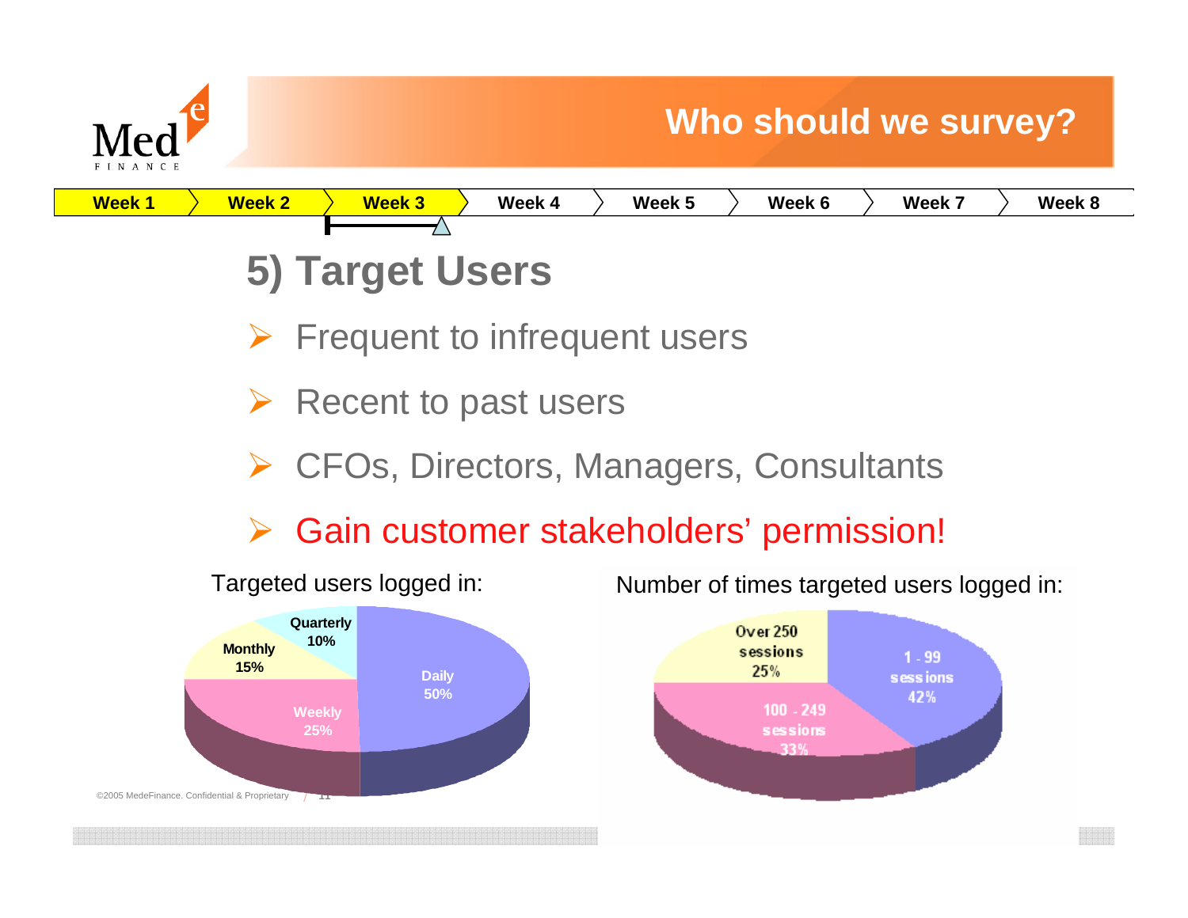# Who should we survey?

| Week 1 | Week 2 | Week 3 | Week 4 | Week 5 | Week 6 | Week 7 | Week 8 |
|---|---|---|---|---|---|---|---|

## 5) Target Users

- Frequent to infrequent users
- Recent to past users
- CFOs, Directors, Managers, Consultants
- Gain customer stakeholders' permission!

Targeted users logged in:

| Frequency | Share |
|---|---|
| Daily | 50% |
| Weekly | 25% |
| Monthly | 15% |
| Quarterly | 10% |

Number of times targeted users logged in:

| Sessions | Share |
|---|---|
| 1 - 99 sessions | 42% |
| 100 - 249 sessions | 33% |
| Over 250 sessions | 25% |

©2005 MedeFinance. Confidential & Proprietary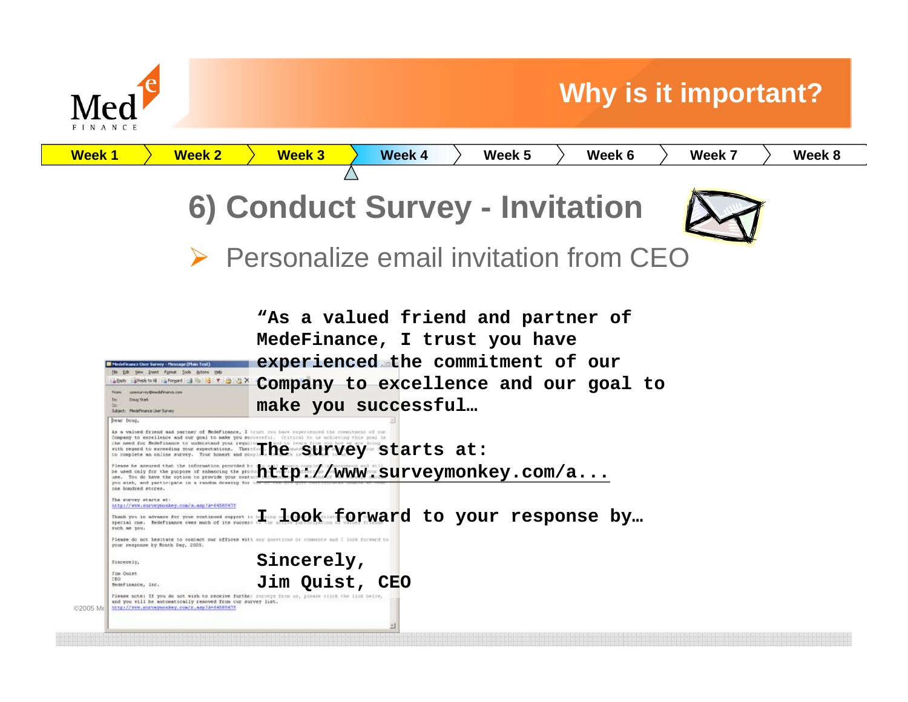## Why is it important?

| Week 1 | Week 2 | Week 3 | Week 4 | Week 5 | Week 6 | Week 7 | Week 8 |
|---|---|---|---|---|---|---|---|

# 6) Conduct Survey - Invitation

- Personalize email invitation from CEO

**"As a valued friend and partner of MedeFinance, I trust you have experienced the commitment of our Company to excellence and our goal to make you successful…**

**The survey starts at:**
**http://www.surveymonkey.com/a...**

**I look forward to your response by…**

**Sincerely,**
**Jim Quist, CEO**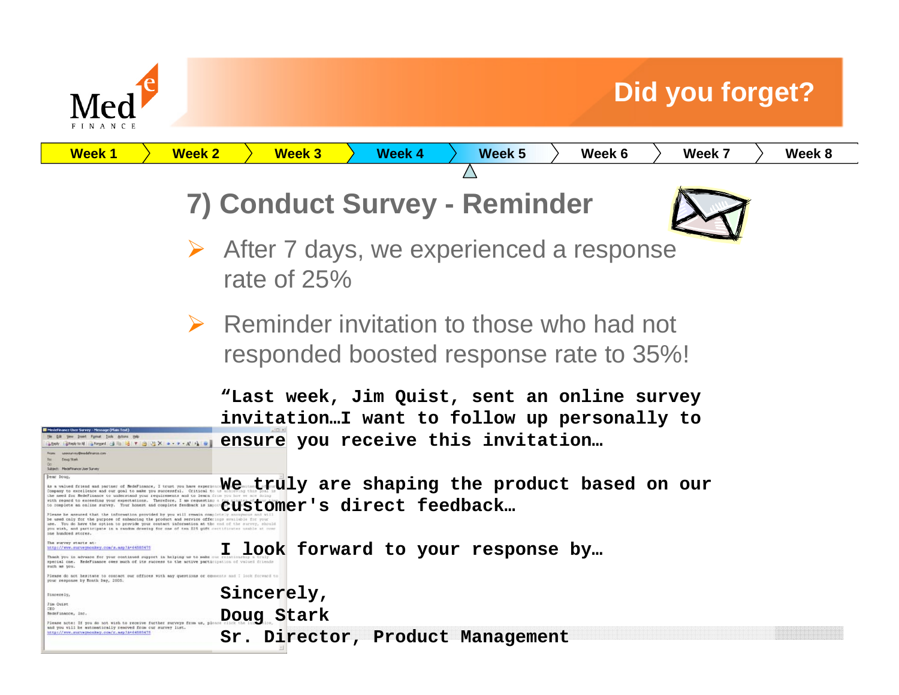# Did you forget?

| Week 1 | Week 2 | Week 3 | Week 4 | Week 5 | Week 6 | Week 7 | Week 8 |
|---|---|---|---|---|---|---|---|

## 7) Conduct Survey - Reminder

- After 7 days, we experienced a response rate of 25%
- Reminder invitation to those who had not responded boosted response rate to 35%!

**"Last week, Jim Quist, sent an online survey invitation…I want to follow up personally to ensure you receive this invitation…**

**We truly are shaping the product based on our customer's direct feedback…**

**I look forward to your response by…**

**Sincerely,**
**Doug Stark**
**Sr. Director, Product Management**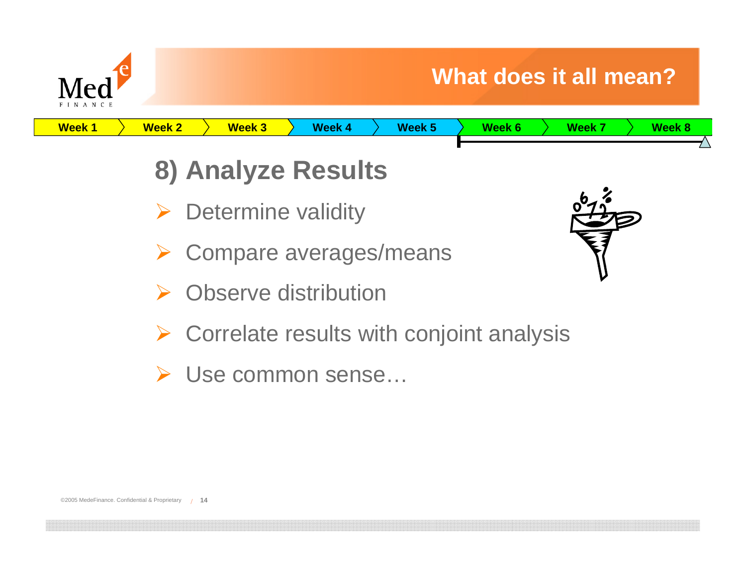# What does it all mean?

| Week 1 | Week 2 | Week 3 | Week 4 | Week 5 | Week 6 | Week 7 | Week 8 |
|---|---|---|---|---|---|---|---|

## 8) Analyze Results

- Determine validity
- Compare averages/means
- Observe distribution
- Correlate results with conjoint analysis
- Use common sense…

©2005 MedeFinance. Confidential & Proprietary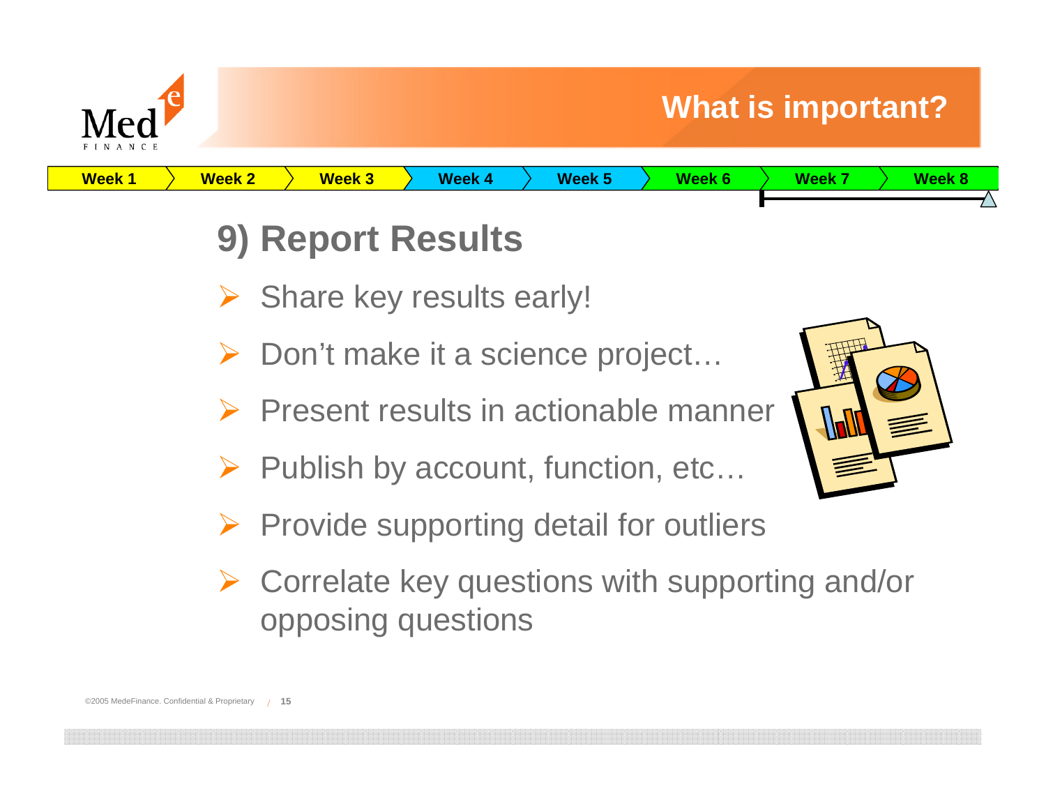## What is important?

| Week 1 | Week 2 | Week 3 | Week 4 | Week 5 | Week 6 | Week 7 | Week 8 |
|---|---|---|---|---|---|---|---|

# 9) Report Results

- Share key results early!
- Don't make it a science project…
- Present results in actionable manner
- Publish by account, function, etc…
- Provide supporting detail for outliers
- Correlate key questions with supporting and/or opposing questions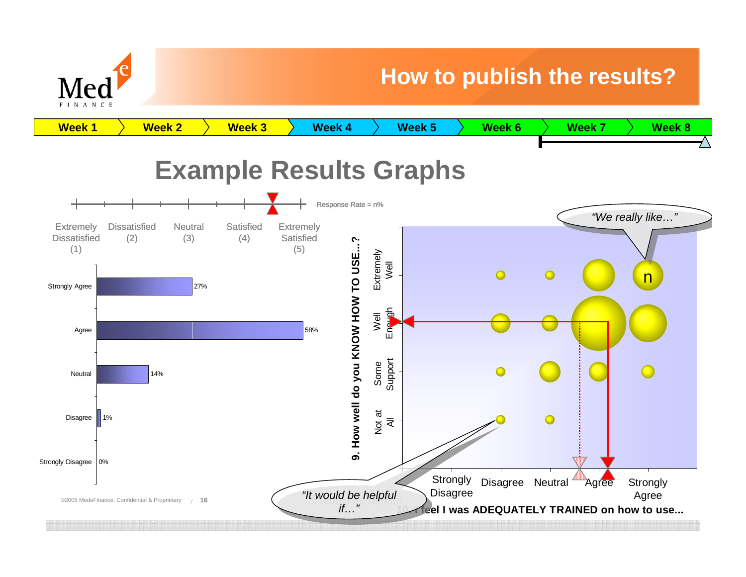# How to publish the results?

| Week 1 | Week 2 | Week 3 | Week 4 | Week 5 | Week 6 | Week 7 | Week 8 |
|---|---|---|---|---|---|---|---|

## Example Results Graphs

Response Rate = n%

| Extremely Dissatisfied (1) | Dissatisfied (2) | Neutral (3) | Satisfied (4) | Extremely Satisfied (5) |
|---|---|---|---|---|

| Response | Percentage |
|---|---|
| Strongly Agree | 27% |
| Agree | 58% |
| Neutral | 14% |
| Disagree | 1% |
| Strongly Disagree | 0% |

9. How well do you KNOW HOW TO USE…?

Extremely Well · Well Enough · Some Support · Not at All

10. I feel I was ADEQUATELY TRAINED on how to use...

Strongly Disagree · Disagree · Neutral · Agree · Strongly Agree

*"We really like…"*

*"It would be helpful if…"*

n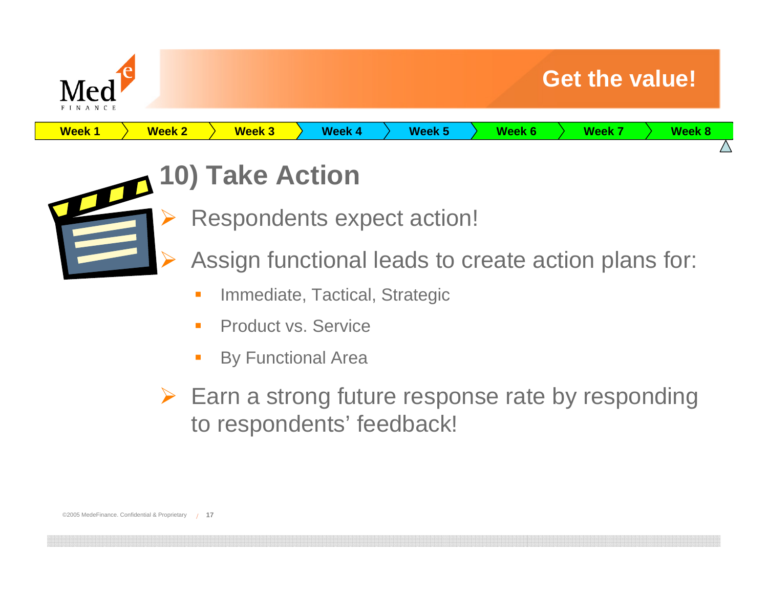Get the value!

| Week 1 | Week 2 | Week 3 | Week 4 | Week 5 | Week 6 | Week 7 | Week 8 |
|---|---|---|---|---|---|---|---|

# 10) Take Action

- Respondents expect action!
- Assign functional leads to create action plans for:
  - Immediate, Tactical, Strategic
  - Product vs. Service
  - By Functional Area
- Earn a strong future response rate by responding to respondents' feedback!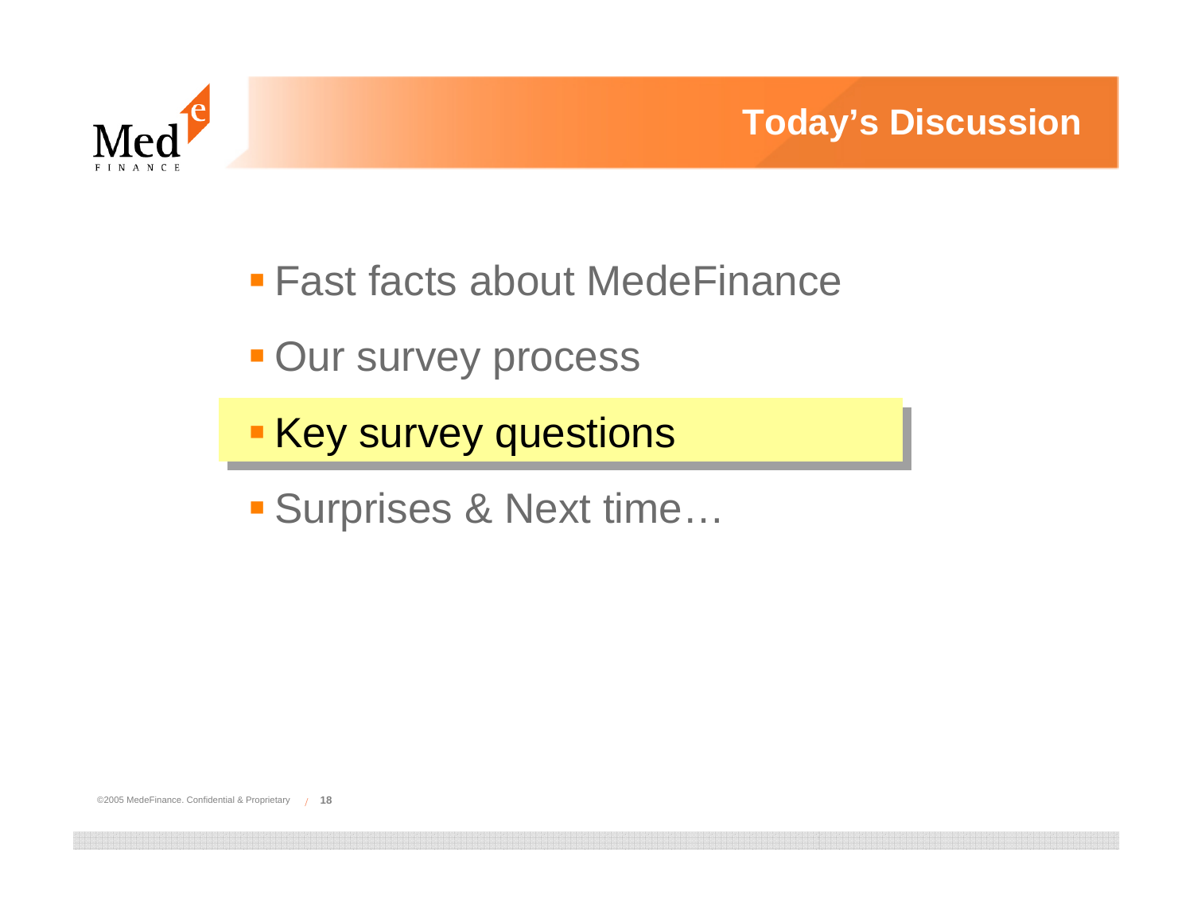# Today's Discussion

- Fast facts about MedeFinance
- Our survey process
- **Key survey questions**
- Surprises & Next time…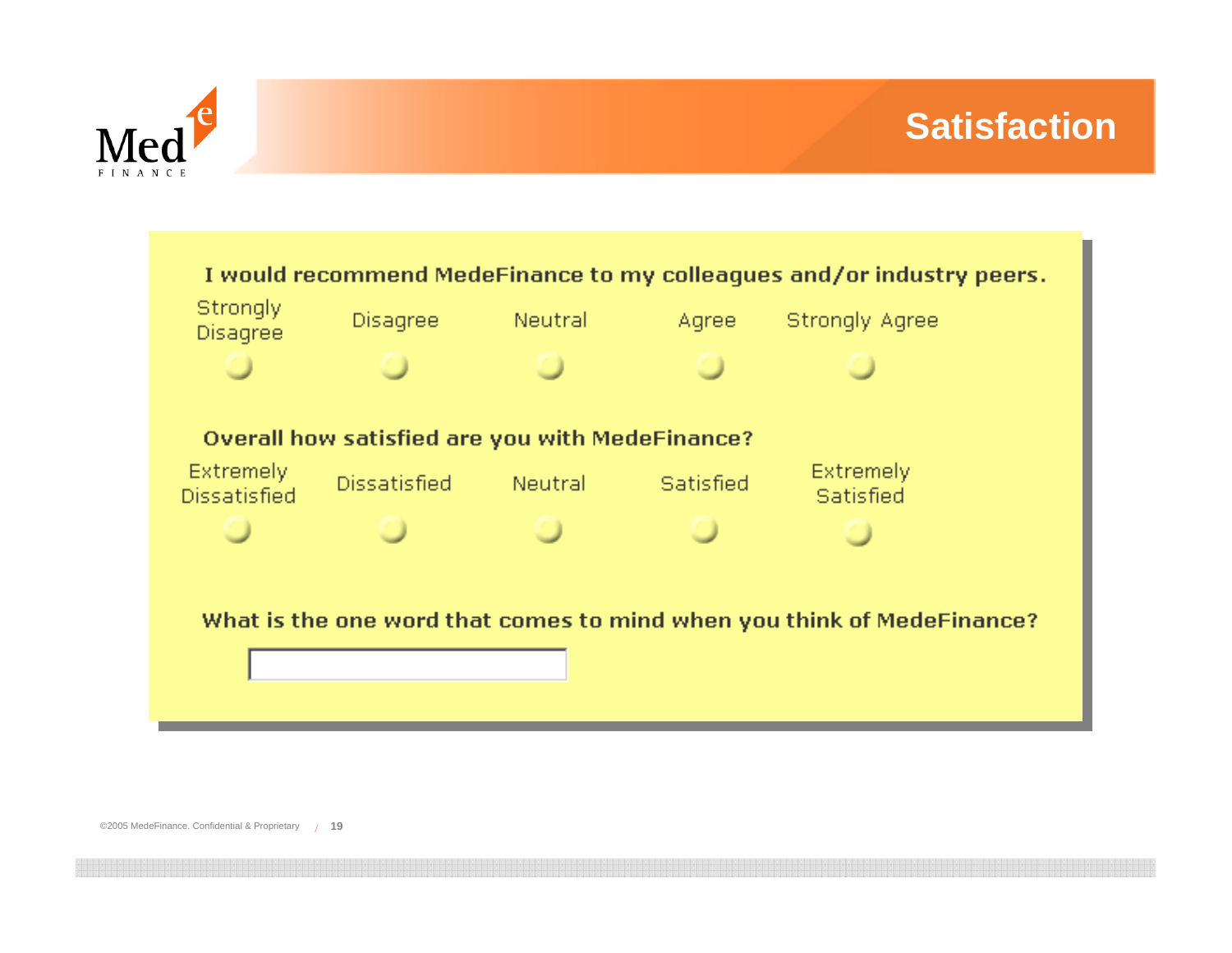# Satisfaction

**I would recommend MedeFinance to my colleagues and/or industry peers.**

| Strongly Disagree | Disagree | Neutral | Agree | Strongly Agree |
|---|---|---|---|---|
| ○ | ○ | ○ | ○ | ○ |

**Overall how satisfied are you with MedeFinance?**

| Extremely Dissatisfied | Dissatisfied | Neutral | Satisfied | Extremely Satisfied |
|---|---|---|---|---|
| ○ | ○ | ○ | ○ | ○ |

**What is the one word that comes to mind when you think of MedeFinance?**

[ ]

©2005 MedeFinance. Confidential & Proprietary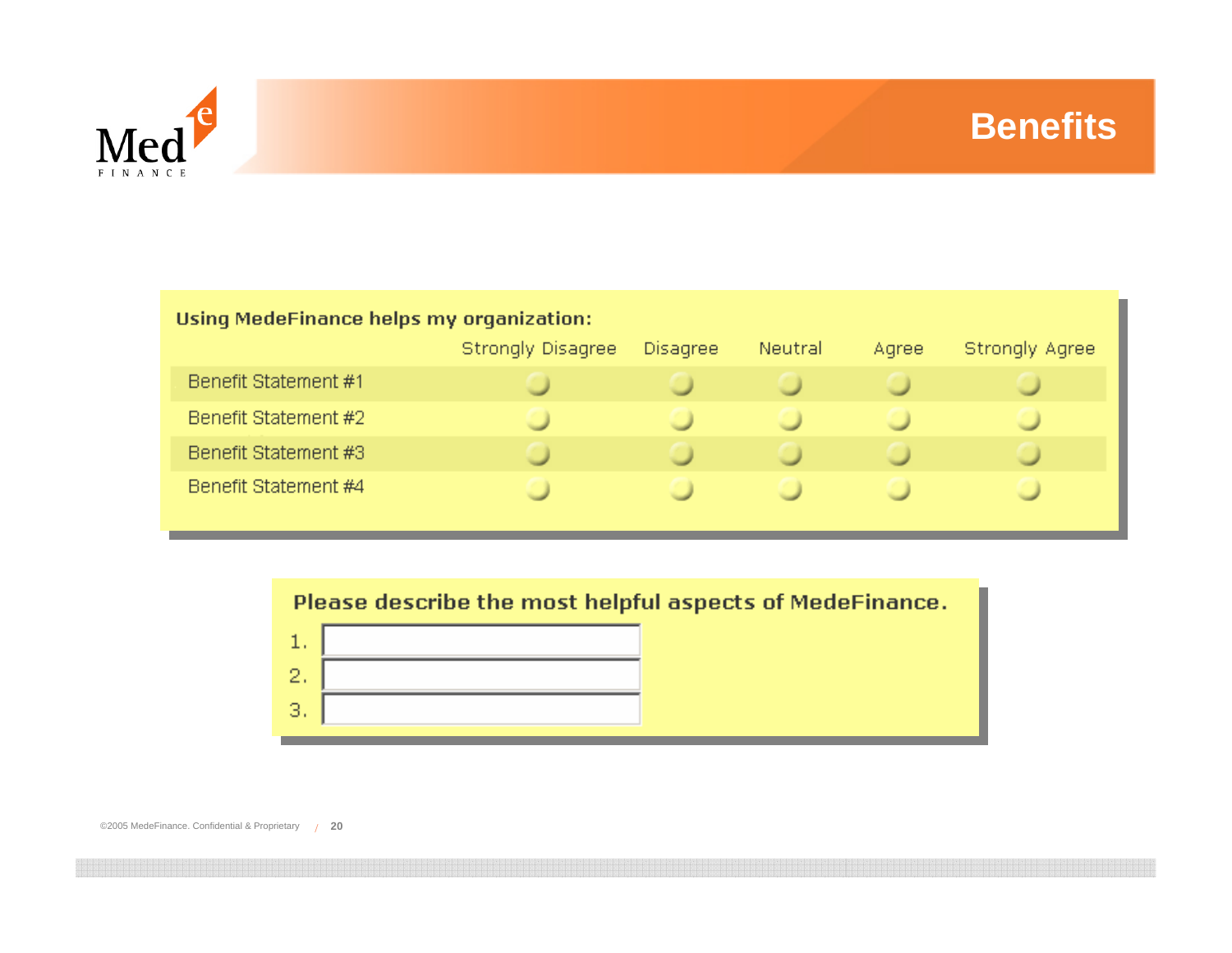# Benefits

**Using MedeFinance helps my organization:**

| | Strongly Disagree | Disagree | Neutral | Agree | Strongly Agree |
|---|---|---|---|---|---|
| Benefit Statement #1 | ○ | ○ | ○ | ○ | ○ |
| Benefit Statement #2 | ○ | ○ | ○ | ○ | ○ |
| Benefit Statement #3 | ○ | ○ | ○ | ○ | ○ |
| Benefit Statement #4 | ○ | ○ | ○ | ○ | ○ |

**Please describe the most helpful aspects of MedeFinance.**

1. \_\_\_\_\_\_\_\_\_\_\_\_\_\_\_\_\_\_\_\_
2. \_\_\_\_\_\_\_\_\_\_\_\_\_\_\_\_\_\_\_\_
3. \_\_\_\_\_\_\_\_\_\_\_\_\_\_\_\_\_\_\_\_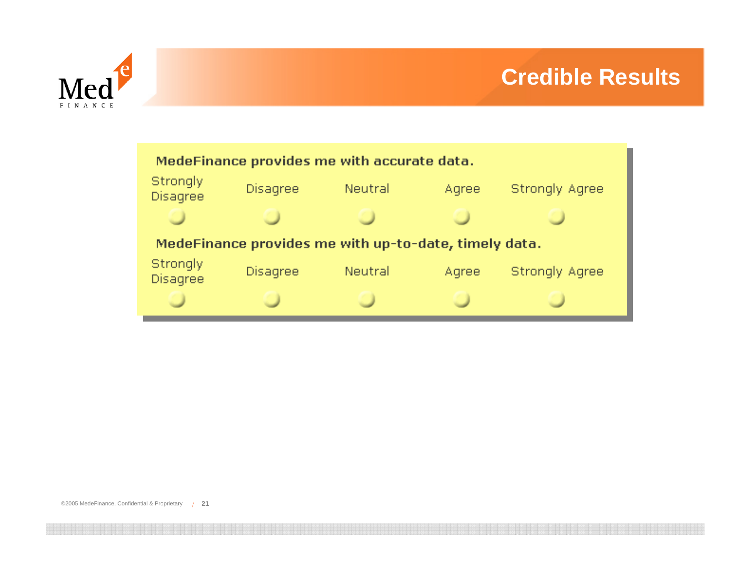# Credible Results

**MedeFinance provides me with accurate data.**

| Strongly Disagree | Disagree | Neutral | Agree | Strongly Agree |
|---|---|---|---|---|
| ○ | ○ | ○ | ○ | ○ |

**MedeFinance provides me with up-to-date, timely data.**

| Strongly Disagree | Disagree | Neutral | Agree | Strongly Agree |
|---|---|---|---|---|
| ○ | ○ | ○ | ○ | ○ |

©2005 MedeFinance. Confidential & Proprietary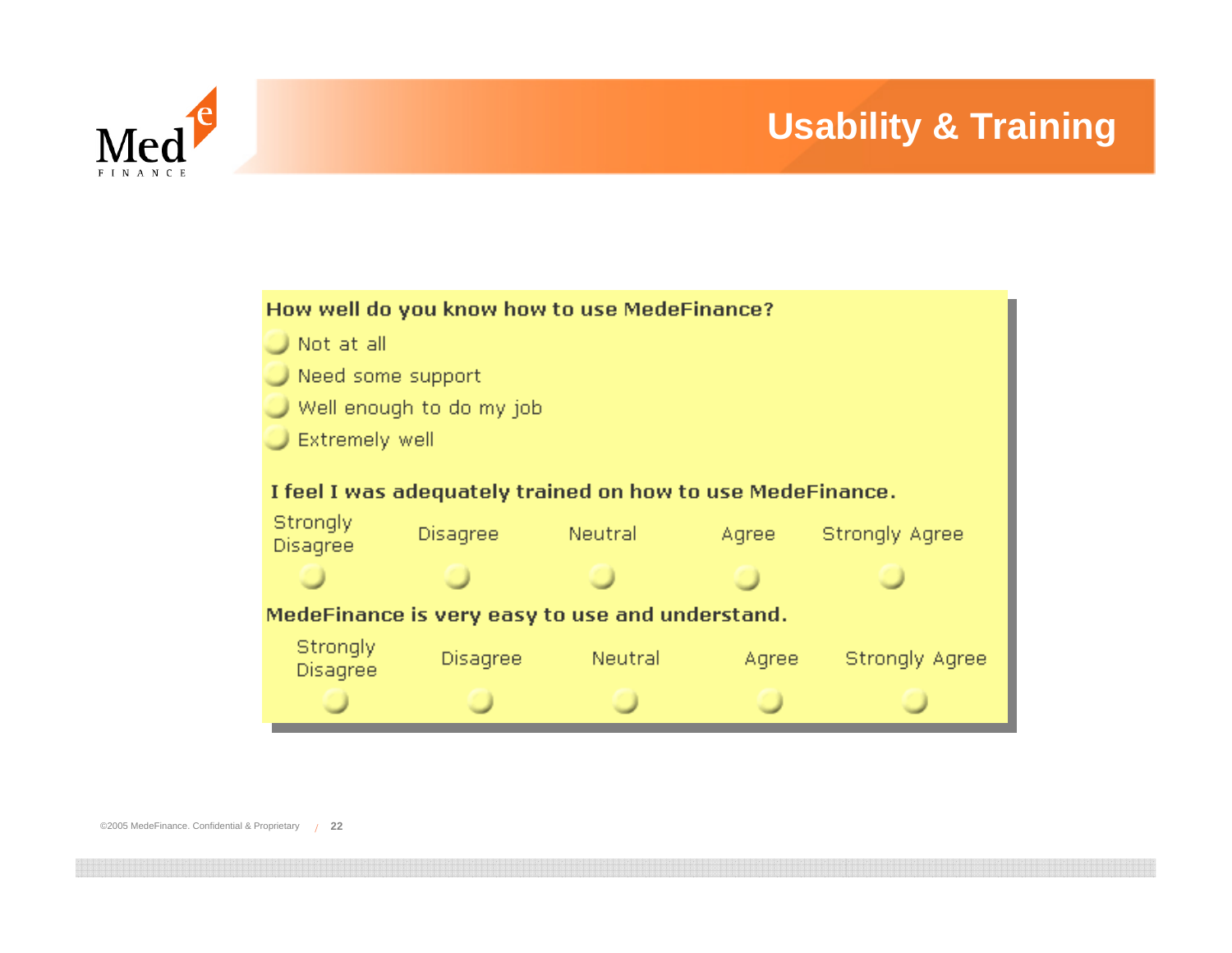# Usability & Training

**How well do you know how to use MedeFinance?**

- Not at all
- Need some support
- Well enough to do my job
- Extremely well

**I feel I was adequately trained on how to use MedeFinance.**

| Strongly Disagree | Disagree | Neutral | Agree | Strongly Agree |
|---|---|---|---|---|
| ○ | ○ | ○ | ○ | ○ |

**MedeFinance is very easy to use and understand.**

| Strongly Disagree | Disagree | Neutral | Agree | Strongly Agree |
|---|---|---|---|---|
| ○ | ○ | ○ | ○ | ○ |

©2005 MedeFinance. Confidential & Proprietary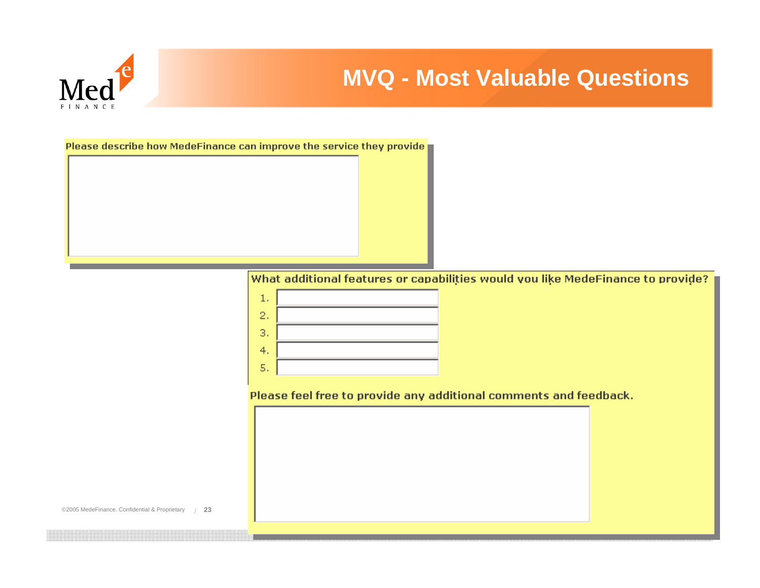# MVQ - Most Valuable Questions

Please describe how MedeFinance can improve the service they provide

What additional features or capabilities would you like MedeFinance to provide?

1.
2.
3.
4.
5.

Please feel free to provide any additional comments and feedback.

©2005 MedeFinance. Confidential & Proprietary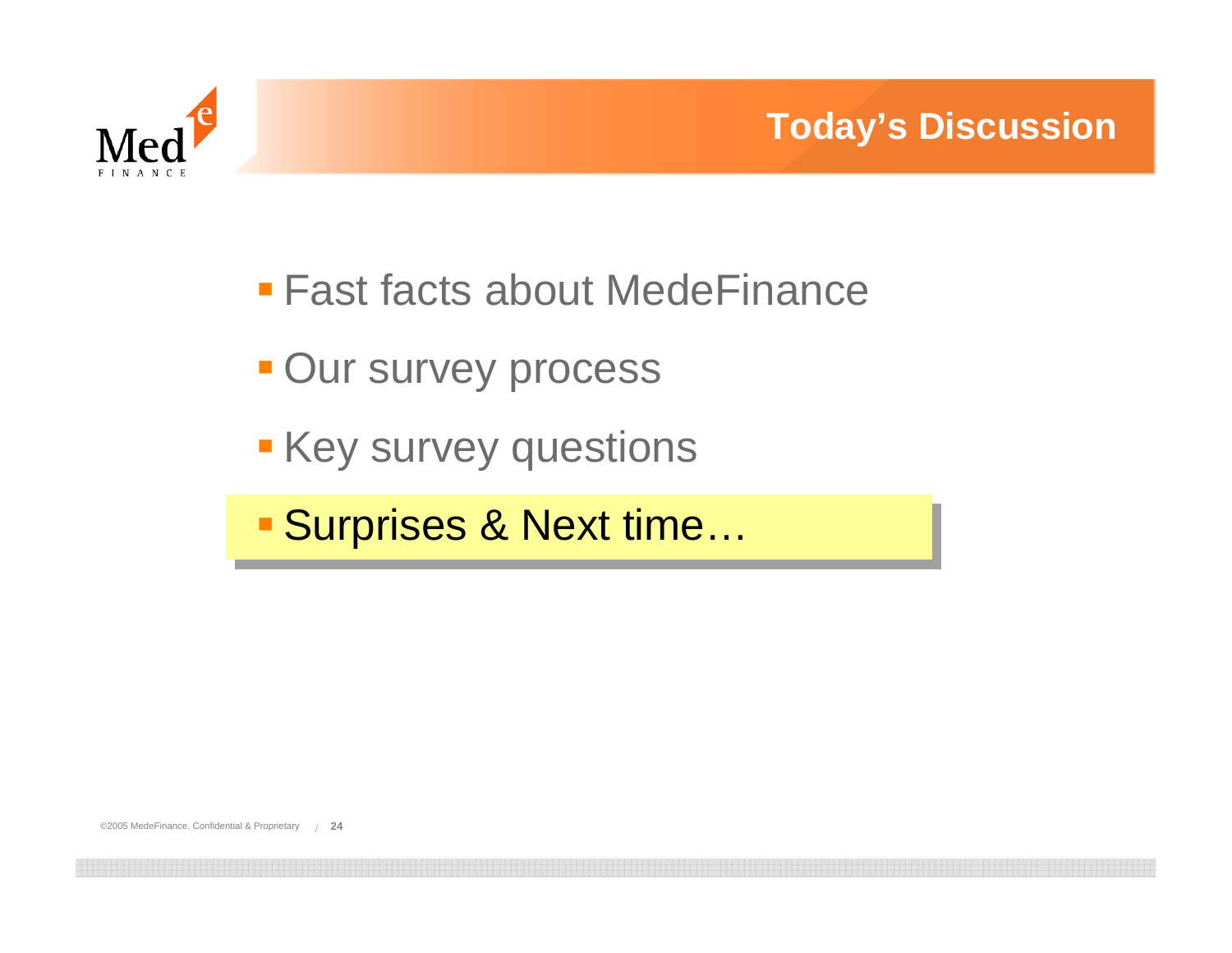# Today's Discussion

- Fast facts about MedeFinance
- Our survey process
- Key survey questions
- **Surprises & Next time…**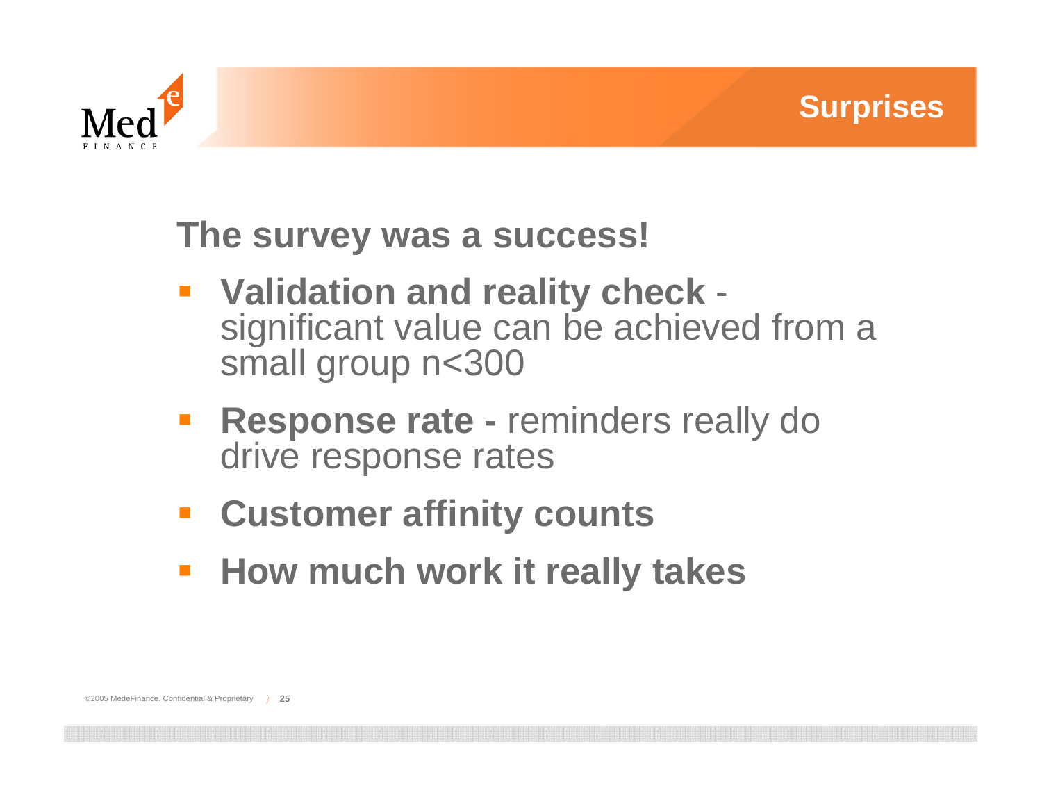# Surprises

## The survey was a success!

- **Validation and reality check** - significant value can be achieved from a small group n<300
- **Response rate -** reminders really do drive response rates
- **Customer affinity counts**
- **How much work it really takes**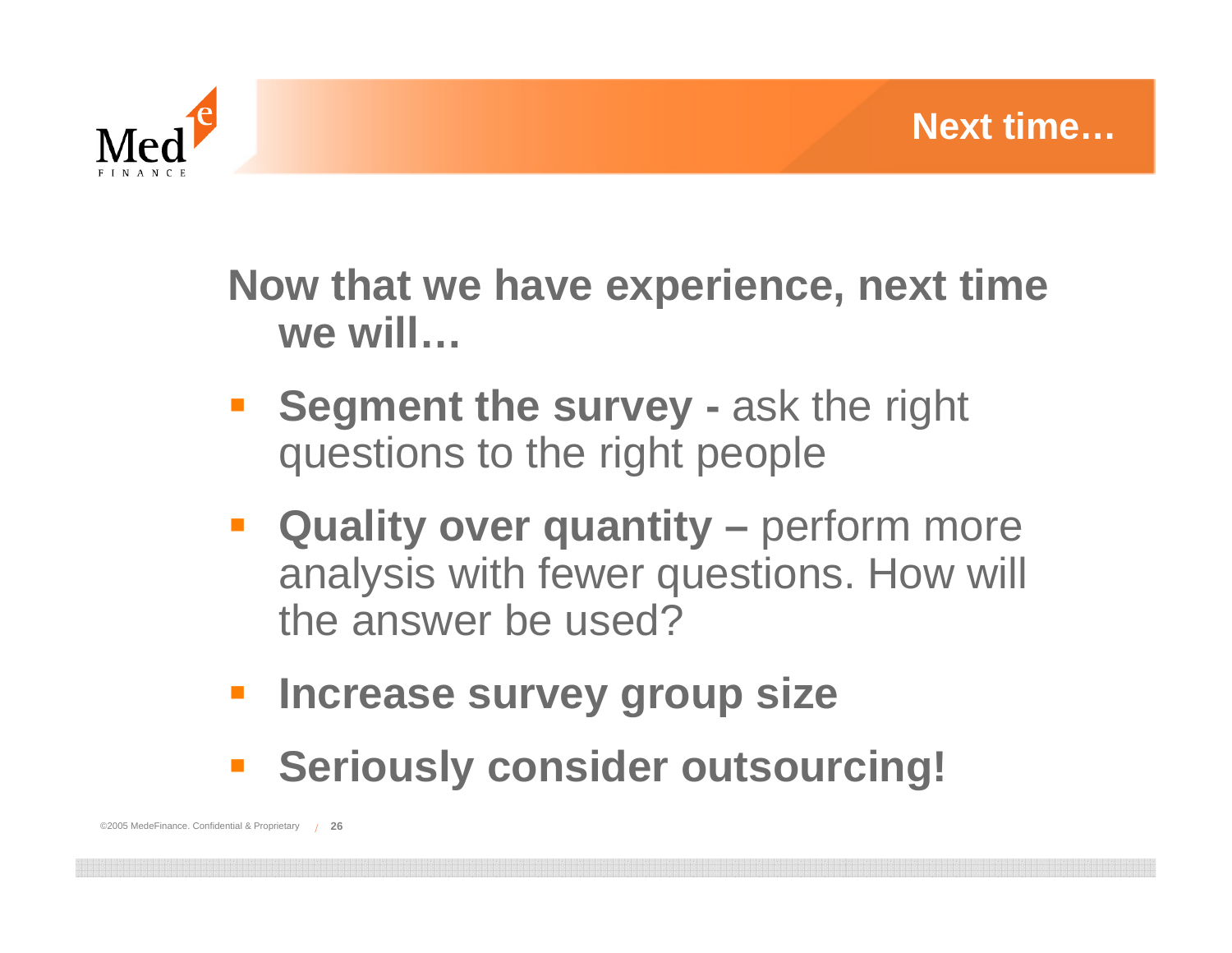# Next time…

**Now that we have experience, next time we will…**

- **Segment the survey -** ask the right questions to the right people
- **Quality over quantity –** perform more analysis with fewer questions. How will the answer be used?
- **Increase survey group size**
- **Seriously consider outsourcing!**

©2005 MedeFinance. Confidential & Proprietary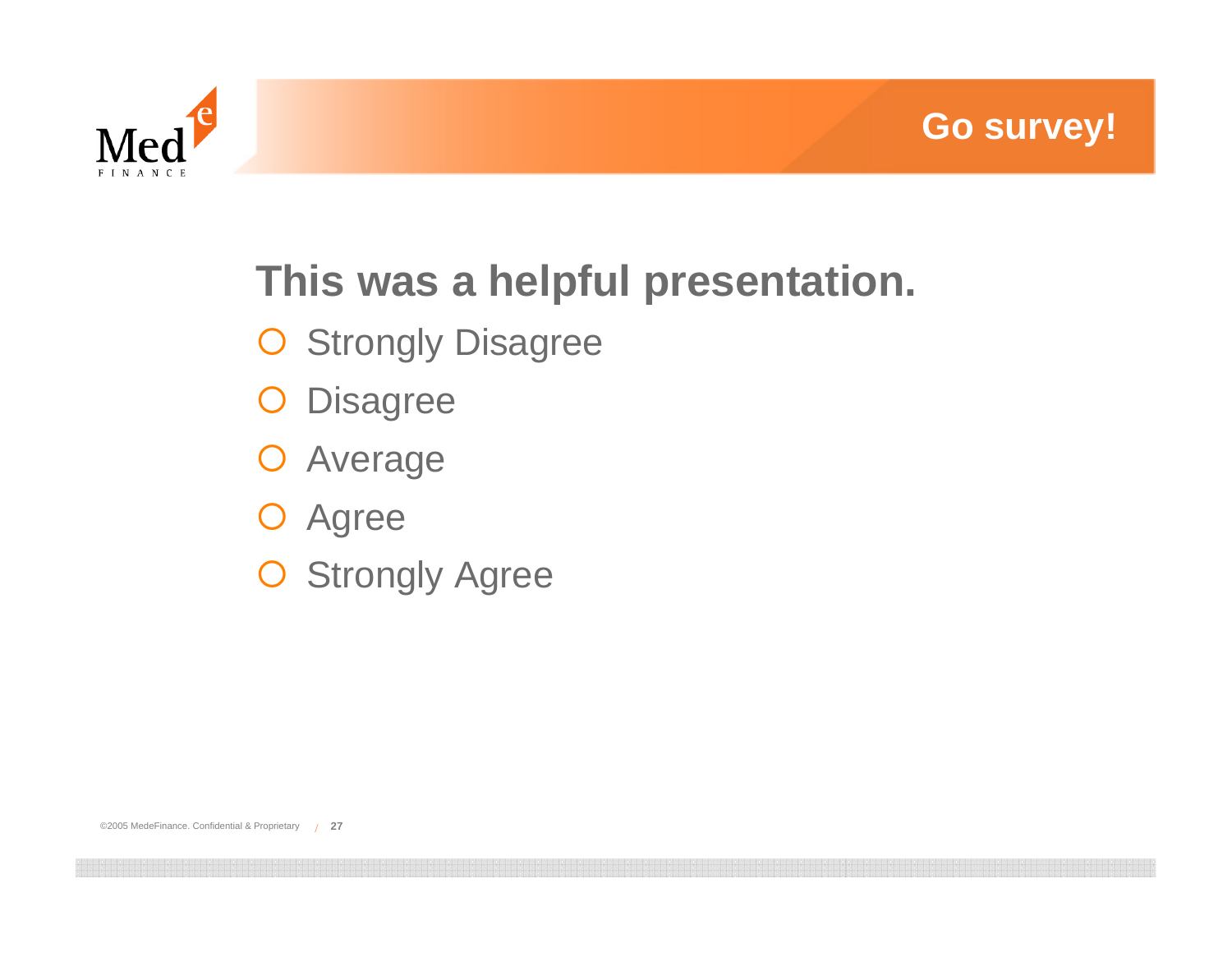## Go survey!

### This was a helpful presentation.

- ○ Strongly Disagree
- ○ Disagree
- ○ Average
- ○ Agree
- ○ Strongly Agree

©2005 MedeFinance. Confidential & Proprietary